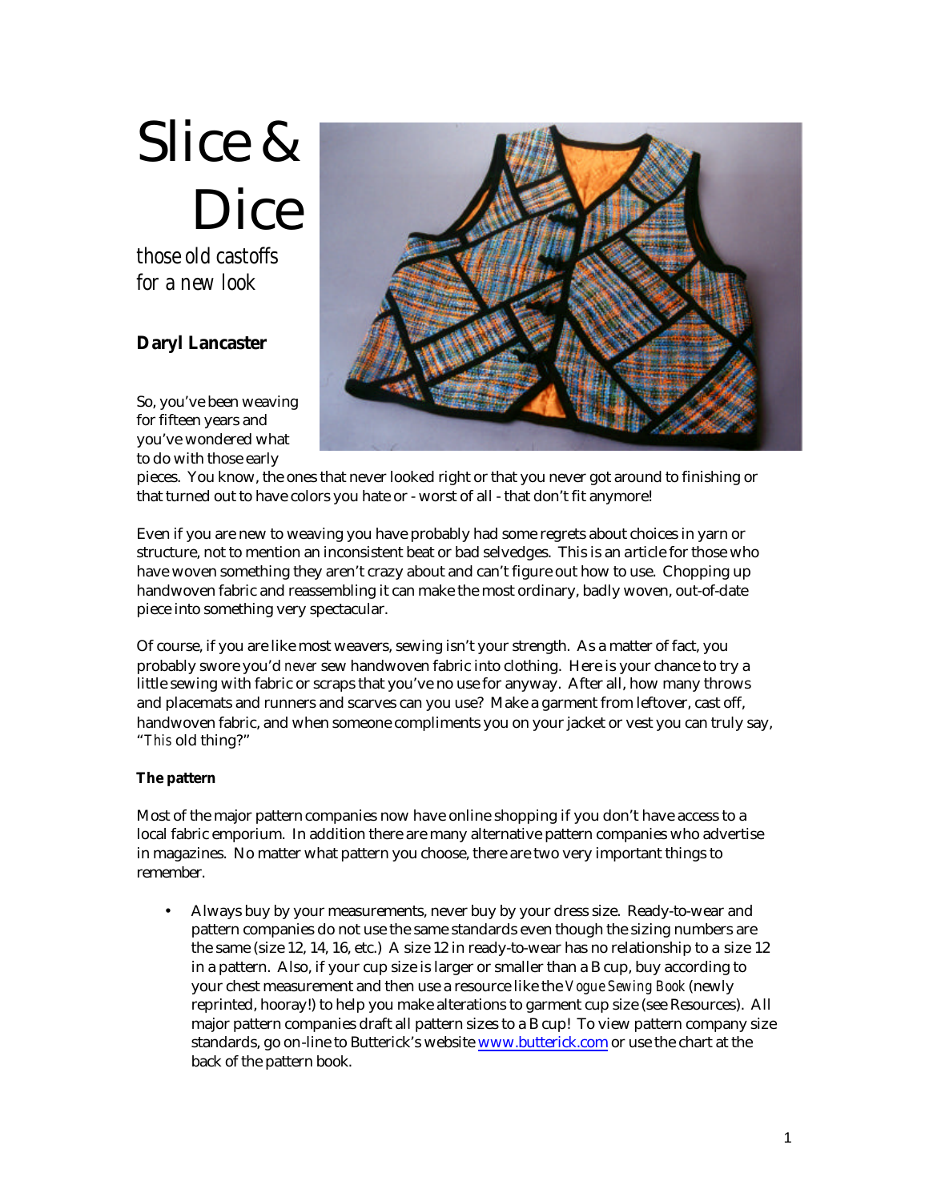# Slice & Dice

*those old castoffs for a new look*

**Daryl Lancaster**

So, you've been weaving for fifteen years and you've wondered what to do with those early pieces. You know, the ones that never looked right or that you never got around to finishing or that turned out to have colors you hate or - worst of all - that don't fit anymore!

Even if you are new to weaving you have probably had some regrets about choices in yarn or structure, not to mention an inconsistent beat or bad selvedges. This is an article for those who have woven something they aren't crazy about and can't figure out how to use. Chopping up handwoven fabric and reassembling it can make the most ordinary, badly woven, out-of-date piece into something very spectacular.

Of course, if you are like most weavers, sewing isn't your strength. As a matter of fact, you probably swore you'd *never* sew handwoven fabric into clothing. Here is your chance to try a little sewing with fabric or scraps that you've no use for anyway. After all, how many throws and placemats and runners and scarves can you use? Make a garment from leftover, cast off, handwoven fabric, and when someone compliments you on your jacket or vest you can truly say, "*This* old thing?"

**The pattern**

Most of the major pattern companies now have online shopping if you don't have access to a local fabric emporium. In addition there are many alternative pattern companies who advertise in magazines. No matter what pattern you choose, there are two very important things to remember.

- Always buy by your measurements, never buy by your dress size. Ready-to-wear and pattern companies do not use the same standards even though the sizing numbers are the same (size 12, 14, 16, etc.) A size 12 in ready-to-wear has no relationship to a size 12 in a pattern. Also, if your cup size is larger or smaller than a B cup, buy according to your chest measurement and then use a resource like the *Vogue Sewing Book* (newly reprinted, hooray!) to help you make alterations to garment cup size (see Resources). All major pattern companies draft all pattern sizes to a B cup! To view pattern company size standards, go on-line to Butterick's website www.butterick.com or use the chart at the back of the pattern book.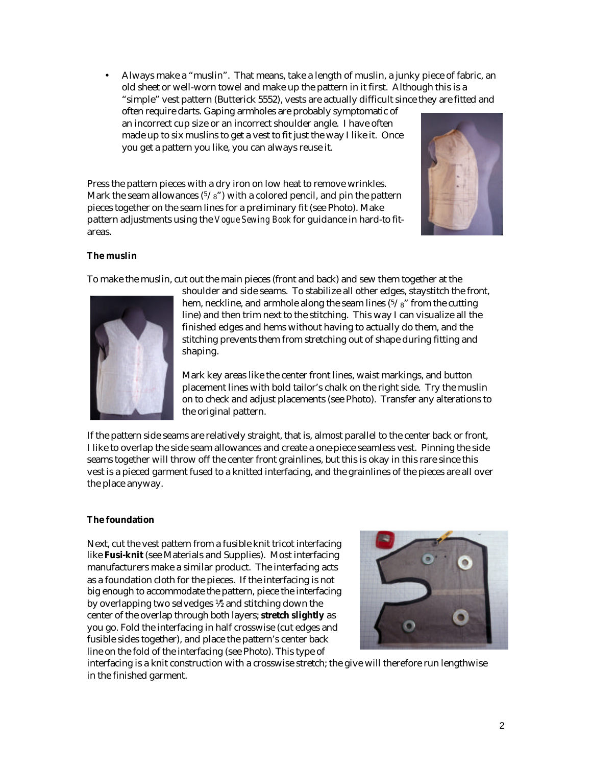- Always make a "muslin". That means, take a length of muslin, a junky piece of fabric, an old sheet or well-worn towel and make up the pattern in it first. Although this is a "simple" vest pattern (Butterick 5552), vests are actually difficult since they are fitted and often require darts. Gaping armholes are probably symptomatic of an incorrect cup size or an incorrect shoulder angle. I have often made up to six muslins to get a vest to fit just the way I like it. Once you get a pattern you like, you can always reuse it.

Press the pattern pieces with a dry iron on low heat to remove wrinkles. Mark the seam allowances (5/8") with a colored pencil, and pin the pattern pieces together on the seam lines for a preliminary fit (see Photo). Make pattern adjustments using the *Vogue Sewing Book* for guidance in hard-to fit-areas.

**The muslin**

To make the muslin, cut out the main pieces (front and back) and sew them together at the shoulder and side seams. To stabilize all other edges, staystitch the front, hem, neckline, and armhole along the seam lines (5/8" from the cutting line) and then trim next to the stitching. This way I can visualize all the finished edges and hems without having to actually do them, and the stitching prevents them from stretching out of shape during fitting and shaping.

Mark key areas like the center front lines, waist markings, and button placement lines with bold tailor's chalk on the right side. Try the muslin on to check and adjust placements (see Photo). Transfer any alterations to the original pattern.

If the pattern side seams are relatively straight, that is, almost parallel to the center back or front, I like to overlap the side seam allowances and create a one-piece seamless vest. Pinning the side seams together will throw off the center front grainlines, but this is okay in this rare since this vest is a pieced garment fused to a knitted interfacing, and the grainlines of the pieces are all over the place anyway.

**The foundation**

Next, cut the vest pattern from a fusible knit tricot interfacing like **Fusi-knit** (see Materials and Supplies). Most interfacing manufacturers make a similar product. The interfacing acts as a foundation cloth for the pieces. If the interfacing is not big enough to accommodate the pattern, piece the interfacing by overlapping two selvedges ½ and stitching down the center of the overlap through both layers; **stretch slightly** as you go. Fold the interfacing in half crosswise (cut edges and fusible sides together), and place the pattern's center back line on the fold of the interfacing (see Photo). This type of interfacing is a knit construction with a crosswise stretch; the give will therefore run lengthwise in the finished garment.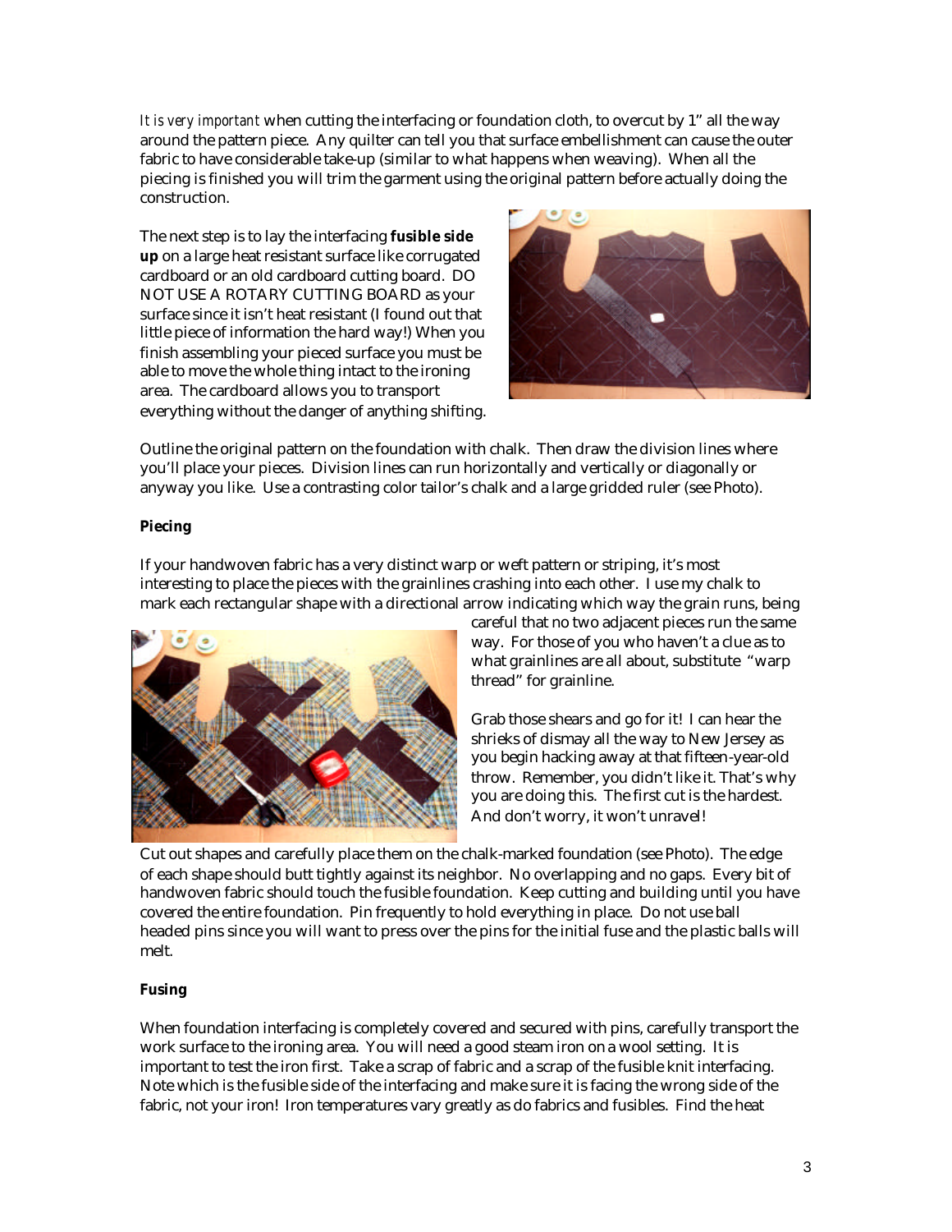*It is very important* when cutting the interfacing or foundation cloth, to overcut by 1" all the way around the pattern piece. Any quilter can tell you that surface embellishment can cause the outer fabric to have considerable take-up (similar to what happens when weaving). When all the piecing is finished you will trim the garment using the original pattern before actually doing the construction.

The next step is to lay the interfacing **fusible side up** on a large heat resistant surface like corrugated cardboard or an old cardboard cutting board. DO NOT USE A ROTARY CUTTING BOARD as your surface since it isn't heat resistant (I found out that little piece of information the hard way!) When you finish assembling your pieced surface you must be able to move the whole thing intact to the ironing area. The cardboard allows you to transport everything without the danger of anything shifting.

Outline the original pattern on the foundation with chalk. Then draw the division lines where you'll place your pieces. Division lines can run horizontally and vertically or diagonally or anyway you like. Use a contrasting color tailor's chalk and a large gridded ruler (see Photo).

**Piecing**

If your handwoven fabric has a very distinct warp or weft pattern or striping, it's most interesting to place the pieces with the grainlines crashing into each other. I use my chalk to mark each rectangular shape with a directional arrow indicating which way the grain runs, being careful that no two adjacent pieces run the same way. For those of you who haven't a clue as to what grainlines are all about, substitute "warp thread" for grainline.

Grab those shears and go for it! I can hear the shrieks of dismay all the way to New Jersey as you begin hacking away at that fifteen-year-old throw. Remember, you didn't like it. That's why you are doing this. The first cut is the hardest. And don't worry, it won't unravel!

Cut out shapes and carefully place them on the chalk-marked foundation (see Photo). The edge of each shape should butt tightly against its neighbor. No overlapping and no gaps. Every bit of handwoven fabric should touch the fusible foundation. Keep cutting and building until you have covered the entire foundation. Pin frequently to hold everything in place. Do not use ball headed pins since you will want to press over the pins for the initial fuse and the plastic balls will melt.

**Fusing**

When foundation interfacing is completely covered and secured with pins, carefully transport the work surface to the ironing area. You will need a good steam iron on a wool setting. It is important to test the iron first. Take a scrap of fabric and a scrap of the fusible knit interfacing. Note which is the fusible side of the interfacing and make sure it is facing the wrong side of the fabric, not your iron! Iron temperatures vary greatly as do fabrics and fusibles. Find the heat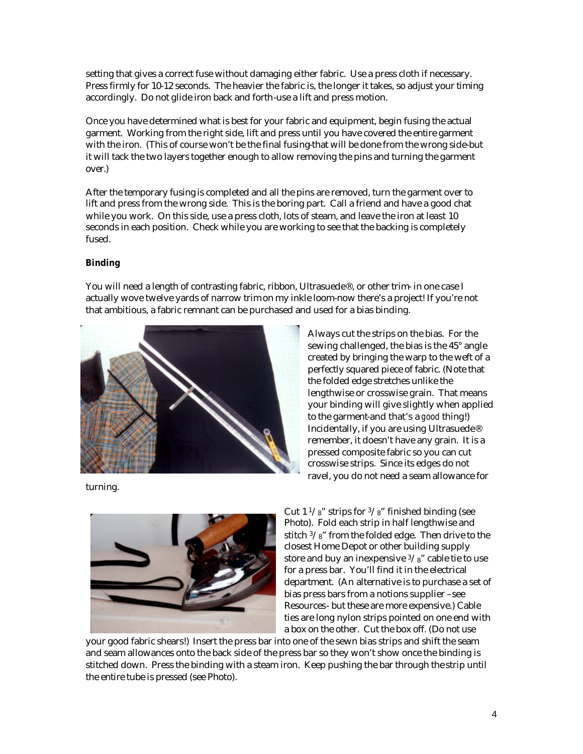setting that gives a correct fuse without damaging either fabric. Use a press cloth if necessary. Press firmly for 10-12 seconds. The heavier the fabric is, the longer it takes, so adjust your timing accordingly. Do not glide iron back and forth-use a lift and press motion.

Once you have determined what is best for your fabric and equipment, begin fusing the actual garment. Working from the right side, lift and press until you have covered the entire garment with the iron. (This of course won't be the final fusing-that will be done from the wrong side-but it will tack the two layers together enough to allow removing the pins and turning the garment over.)

After the temporary fusing is completed and all the pins are removed, turn the garment over to lift and press from the wrong side. This is the boring part. Call a friend and have a good chat while you work. On this side, use a press cloth, lots of steam, and leave the iron at least 10 seconds in each position. Check while you are working to see that the backing is completely fused.

**Binding**

You will need a length of contrasting fabric, ribbon, Ultrasuede®, or other trim- in one case I actually wove twelve yards of narrow trim on my inkle loom-now there's a project! If you're not that ambitious, a fabric remnant can be purchased and used for a bias binding.

Always cut the strips on the bias. For the sewing challenged, the bias is the 45° angle created by bringing the warp to the weft of a perfectly squared piece of fabric. (Note that the folded edge stretches unlike the lengthwise or crosswise grain. That means your binding will give slightly when applied to the garment-and that's a *good* thing!) Incidentally, if you are using Ultrasuede® remember, it doesn't have any grain. It is a pressed composite fabric so you can cut crosswise strips. Since its edges do not ravel, you do not need a seam allowance for turning.

Cut 1 1/8" strips for 3/8" finished binding (see Photo). Fold each strip in half lengthwise and stitch 3/8" from the folded edge. Then drive to the closest Home Depot or other building supply store and buy an inexpensive 3/8" cable tie to use for a press bar. You'll find it in the electrical department. (An alternative is to purchase a set of bias press bars from a notions supplier –see Resources- but these are more expensive.) Cable ties are long nylon strips pointed on one end with a box on the other. Cut the box off. (Do not use your good fabric shears!) Insert the press bar into one of the sewn bias strips and shift the seam and seam allowances onto the back side of the press bar so they won't show once the binding is stitched down. Press the binding with a steam iron. Keep pushing the bar through the strip until the entire tube is pressed (see Photo).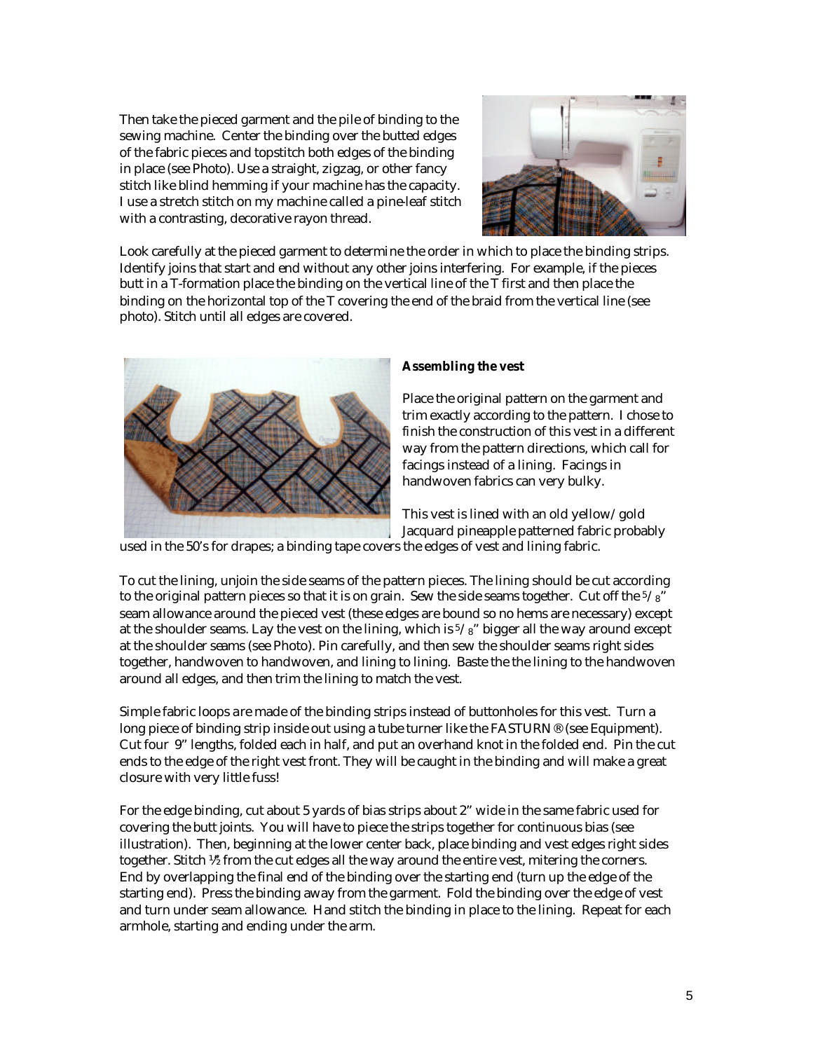Then take the pieced garment and the pile of binding to the sewing machine. Center the binding over the butted edges of the fabric pieces and topstitch both edges of the binding in place (see Photo). Use a straight, zigzag, or other fancy stitch like blind hemming if your machine has the capacity. I use a stretch stitch on my machine called a pine-leaf stitch with a contrasting, decorative rayon thread.

Look carefully at the pieced garment to determine the order in which to place the binding strips. Identify joins that start and end without any other joins interfering. For example, if the pieces butt in a T-formation place the binding on the vertical line of the T first and then place the binding on the horizontal top of the T covering the end of the braid from the vertical line (see photo). Stitch until all edges are covered.

***Assembling the vest***

Place the original pattern on the garment and trim exactly according to the pattern. I chose to finish the construction of this vest in a different way from the pattern directions, which call for facings instead of a lining. Facings in handwoven fabrics can very bulky.

This vest is lined with an old yellow/gold Jacquard pineapple patterned fabric probably used in the 50's for drapes; a binding tape covers the edges of vest and lining fabric.

To cut the lining, unjoin the side seams of the pattern pieces. The lining should be cut according to the original pattern pieces so that it is on grain. Sew the side seams together. Cut off the 5/8" seam allowance around the pieced vest (these edges are bound so no hems are necessary) except at the shoulder seams. Lay the vest on the lining, which is 5/8" bigger all the way around except at the shoulder seams (see Photo). Pin carefully, and then sew the shoulder seams right sides together, handwoven to handwoven, and lining to lining. Baste the the lining to the handwoven around all edges, and then trim the lining to match the vest.

Simple fabric loops are made of the binding strips instead of buttonholes for this vest. Turn a long piece of binding strip inside out using a tube turner like the FASTURN® (see Equipment). Cut four 9" lengths, folded each in half, and put an overhand knot in the folded end. Pin the cut ends to the edge of the right vest front. They will be caught in the binding and will make a great closure with very little fuss!

For the edge binding, cut about 5 yards of bias strips about 2" wide in the same fabric used for covering the butt joints. You will have to piece the strips together for continuous bias (see illustration). Then, beginning at the lower center back, place binding and vest edges right sides together. Stitch ½ from the cut edges all the way around the entire vest, mitering the corners. End by overlapping the final end of the binding over the starting end (turn up the edge of the starting end). Press the binding away from the garment. Fold the binding over the edge of vest and turn under seam allowance. Hand stitch the binding in place to the lining. Repeat for each armhole, starting and ending under the arm.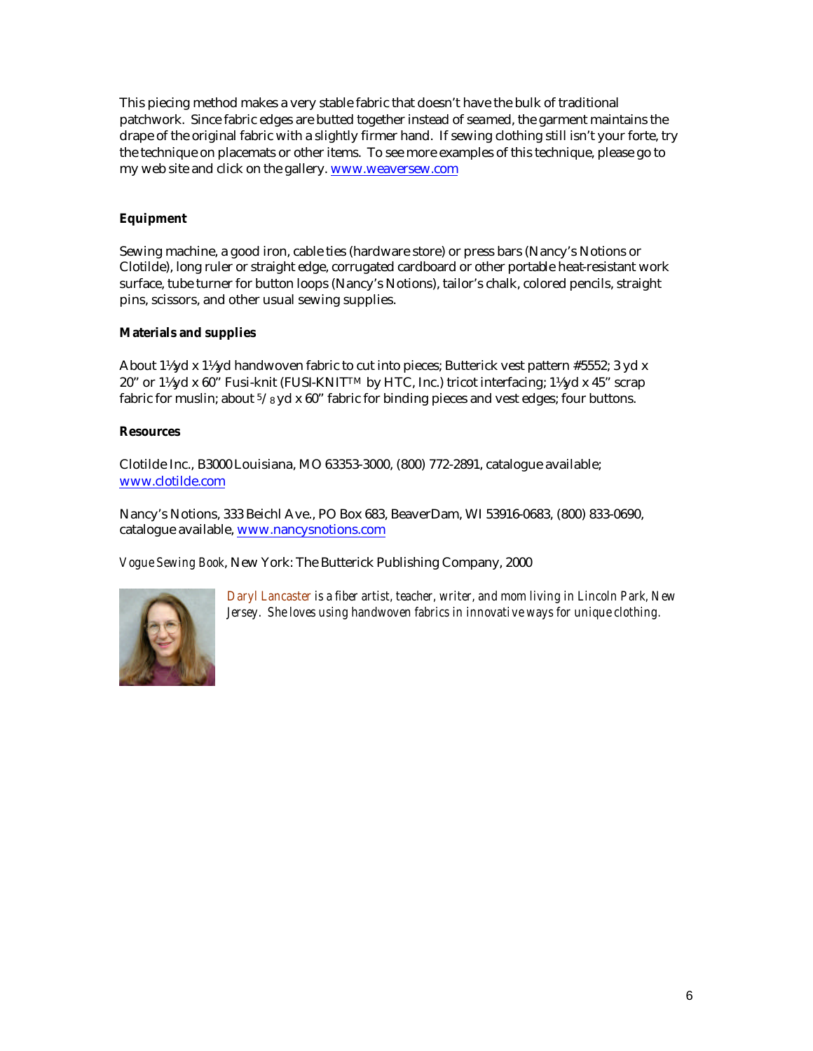This piecing method makes a very stable fabric that doesn't have the bulk of traditional patchwork. Since fabric edges are butted together instead of seamed, the garment maintains the drape of the original fabric with a slightly firmer hand. If sewing clothing still isn't your forte, try the technique on placemats or other items. To see more examples of this technique, please go to my web site and click on the gallery. www.weaversew.com

**Equipment**

Sewing machine, a good iron, cable ties (hardware store) or press bars (Nancy's Notions or Clotilde), long ruler or straight edge, corrugated cardboard or other portable heat-resistant work surface, tube turner for button loops (Nancy's Notions), tailor's chalk, colored pencils, straight pins, scissors, and other usual sewing supplies.

**Materials and supplies**

About 1⅓yd x 1⅓yd handwoven fabric to cut into pieces; Butterick vest pattern #5552; 3 yd x 20" or 1½yd x 60" Fusi-knit (FUSI-KNIT™ by HTC, Inc.) tricot interfacing; 1½yd x 45" scrap fabric for muslin; about 5/8 yd x 60" fabric for binding pieces and vest edges; four buttons.

**Resources**

Clotilde Inc., B3000 Louisiana, MO 63353-3000, (800) 772-2891, catalogue available; www.clotilde.com

Nancy's Notions, 333 Beichl Ave., PO Box 683, BeaverDam, WI 53916-0683, (800) 833-0690, catalogue available, www.nancysnotions.com

*Vogue Sewing Book*, New York: The Butterick Publishing Company, 2000

*Daryl Lancaster is a fiber artist, teacher, writer, and mom living in Lincoln Park, New Jersey. She loves using handwoven fabrics in innovative ways for unique clothing.*